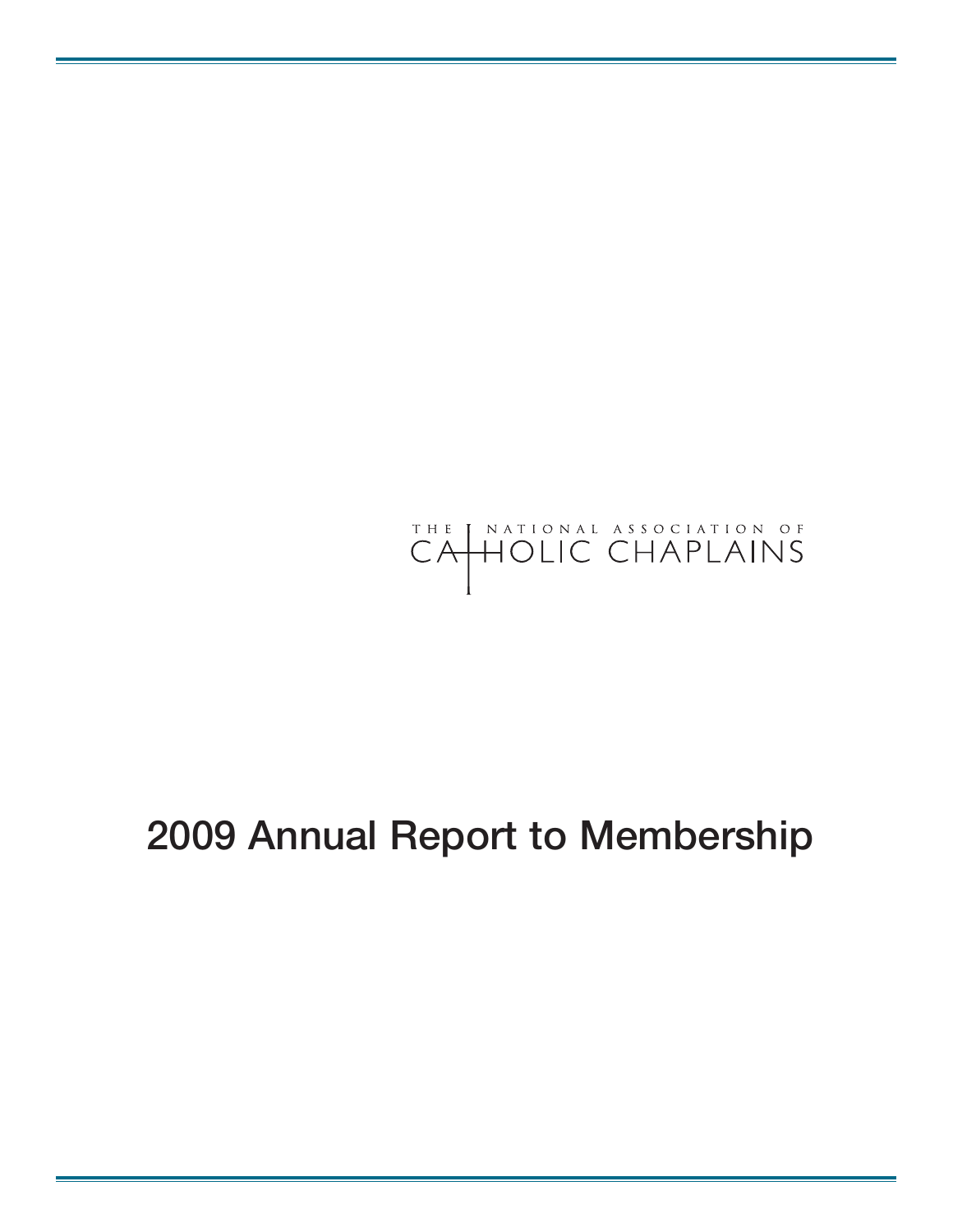THE NATIONAL ASSOCIATION OF CATHOLIC CHAPLAINS

# 2009 Annual Report to Membership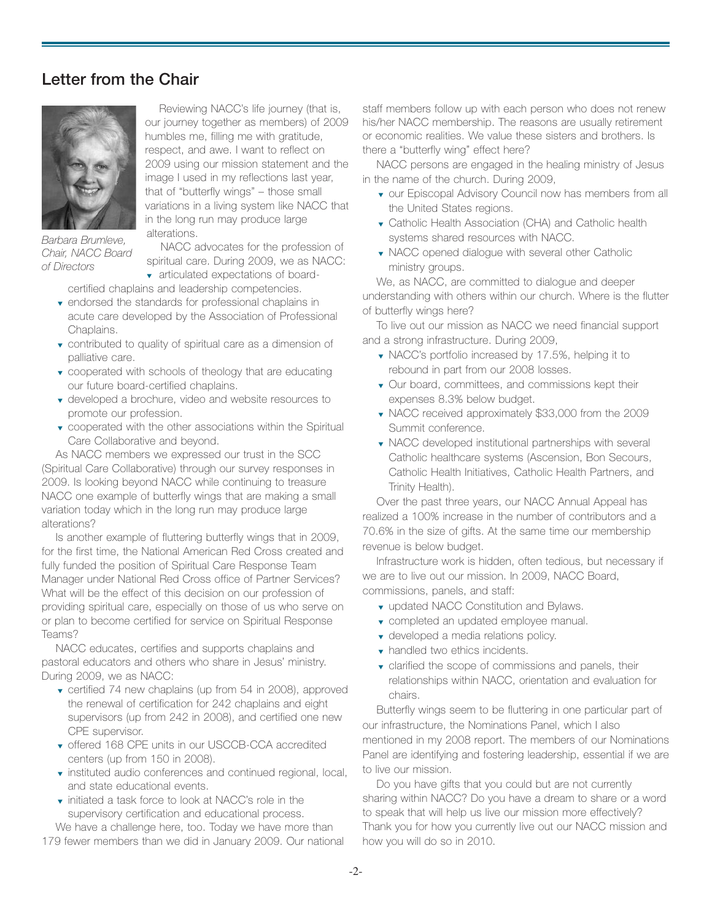## Letter from the Chair

*Barbara Brumleve, Chair, NACC Board of Directors*

Reviewing NACC's life journey (that is, our journey together as members) of 2009 humbles me, filling me with gratitude, respect, and awe. I want to reflect on 2009 using our mission statement and the image I used in my reflections last year, that of "butterfly wings" – those small variations in a living system like NACC that in the long run may produce large alterations.

NACC advocates for the profession of spiritual care. During 2009, we as NACC:

- articulated expectations of board-certified chaplains and leadership competencies.
- endorsed the standards for professional chaplains in acute care developed by the Association of Professional Chaplains.
- contributed to quality of spiritual care as a dimension of palliative care.
- cooperated with schools of theology that are educating our future board-certified chaplains.
- developed a brochure, video and website resources to promote our profession.
- cooperated with the other associations within the Spiritual Care Collaborative and beyond.

As NACC members we expressed our trust in the SCC (Spiritual Care Collaborative) through our survey responses in 2009. Is looking beyond NACC while continuing to treasure NACC one example of butterfly wings that are making a small variation today which in the long run may produce large alterations?

Is another example of fluttering butterfly wings that in 2009, for the first time, the National American Red Cross created and fully funded the position of Spiritual Care Response Team Manager under National Red Cross office of Partner Services? What will be the effect of this decision on our profession of providing spiritual care, especially on those of us who serve on or plan to become certified for service on Spiritual Response Teams?

NACC educates, certifies and supports chaplains and pastoral educators and others who share in Jesus' ministry. During 2009, we as NACC:

- certified 74 new chaplains (up from 54 in 2008), approved the renewal of certification for 242 chaplains and eight supervisors (up from 242 in 2008), and certified one new CPE supervisor.
- offered 168 CPE units in our USCCB-CCA accredited centers (up from 150 in 2008).
- instituted audio conferences and continued regional, local, and state educational events.
- initiated a task force to look at NACC's role in the supervisory certification and educational process.

We have a challenge here, too. Today we have more than 179 fewer members than we did in January 2009. Our national staff members follow up with each person who does not renew his/her NACC membership. The reasons are usually retirement or economic realities. We value these sisters and brothers. Is there a "butterfly wing" effect here?

NACC persons are engaged in the healing ministry of Jesus in the name of the church. During 2009,

- our Episcopal Advisory Council now has members from all the United States regions.
- Catholic Health Association (CHA) and Catholic health systems shared resources with NACC.
- NACC opened dialogue with several other Catholic ministry groups.

We, as NACC, are committed to dialogue and deeper understanding with others within our church. Where is the flutter of butterfly wings here?

To live out our mission as NACC we need financial support and a strong infrastructure. During 2009,

- NACC's portfolio increased by 17.5%, helping it to rebound in part from our 2008 losses.
- Our board, committees, and commissions kept their expenses 8.3% below budget.
- NACC received approximately $33,000 from the 2009 Summit conference.
- NACC developed institutional partnerships with several Catholic healthcare systems (Ascension, Bon Secours, Catholic Health Initiatives, Catholic Health Partners, and Trinity Health).

Over the past three years, our NACC Annual Appeal has realized a 100% increase in the number of contributors and a 70.6% in the size of gifts. At the same time our membership revenue is below budget.

Infrastructure work is hidden, often tedious, but necessary if we are to live out our mission. In 2009, NACC Board, commissions, panels, and staff:

- updated NACC Constitution and Bylaws.
- completed an updated employee manual.
- developed a media relations policy.
- handled two ethics incidents.
- clarified the scope of commissions and panels, their relationships within NACC, orientation and evaluation for chairs.

Butterfly wings seem to be fluttering in one particular part of our infrastructure, the Nominations Panel, which I also mentioned in my 2008 report. The members of our Nominations Panel are identifying and fostering leadership, essential if we are to live our mission.

Do you have gifts that you could but are not currently sharing within NACC? Do you have a dream to share or a word to speak that will help us live our mission more effectively? Thank you for how you currently live out our NACC mission and how you will do so in 2010.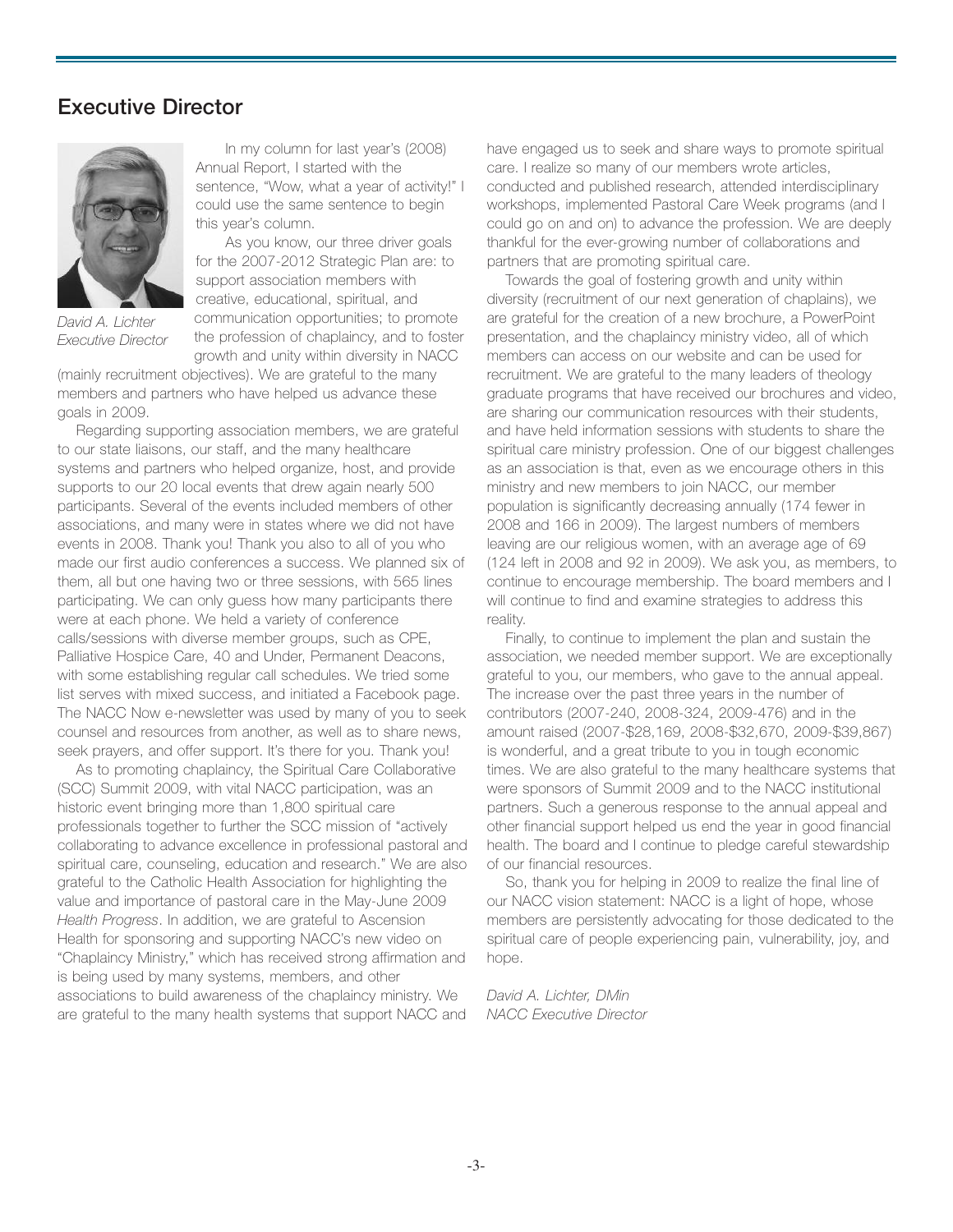## Executive Director

*David A. Lichter*
*Executive Director*

In my column for last year's (2008) Annual Report, I started with the sentence, "Wow, what a year of activity!" I could use the same sentence to begin this year's column.

As you know, our three driver goals for the 2007-2012 Strategic Plan are: to support association members with creative, educational, spiritual, and communication opportunities; to promote the profession of chaplaincy, and to foster growth and unity within diversity in NACC (mainly recruitment objectives). We are grateful to the many members and partners who have helped us advance these goals in 2009.

Regarding supporting association members, we are grateful to our state liaisons, our staff, and the many healthcare systems and partners who helped organize, host, and provide supports to our 20 local events that drew again nearly 500 participants. Several of the events included members of other associations, and many were in states where we did not have events in 2008. Thank you! Thank you also to all of you who made our first audio conferences a success. We planned six of them, all but one having two or three sessions, with 565 lines participating. We can only guess how many participants there were at each phone. We held a variety of conference calls/sessions with diverse member groups, such as CPE, Palliative Hospice Care, 40 and Under, Permanent Deacons, with some establishing regular call schedules. We tried some list serves with mixed success, and initiated a Facebook page. The NACC Now e-newsletter was used by many of you to seek counsel and resources from another, as well as to share news, seek prayers, and offer support. It's there for you. Thank you!

As to promoting chaplaincy, the Spiritual Care Collaborative (SCC) Summit 2009, with vital NACC participation, was an historic event bringing more than 1,800 spiritual care professionals together to further the SCC mission of "actively collaborating to advance excellence in professional pastoral and spiritual care, counseling, education and research." We are also grateful to the Catholic Health Association for highlighting the value and importance of pastoral care in the May-June 2009 *Health Progress*. In addition, we are grateful to Ascension Health for sponsoring and supporting NACC's new video on "Chaplaincy Ministry," which has received strong affirmation and is being used by many systems, members, and other associations to build awareness of the chaplaincy ministry. We are grateful to the many health systems that support NACC and have engaged us to seek and share ways to promote spiritual care. I realize so many of our members wrote articles, conducted and published research, attended interdisciplinary workshops, implemented Pastoral Care Week programs (and I could go on and on) to advance the profession. We are deeply thankful for the ever-growing number of collaborations and partners that are promoting spiritual care.

Towards the goal of fostering growth and unity within diversity (recruitment of our next generation of chaplains), we are grateful for the creation of a new brochure, a PowerPoint presentation, and the chaplaincy ministry video, all of which members can access on our website and can be used for recruitment. We are grateful to the many leaders of theology graduate programs that have received our brochures and video, are sharing our communication resources with their students, and have held information sessions with students to share the spiritual care ministry profession. One of our biggest challenges as an association is that, even as we encourage others in this ministry and new members to join NACC, our member population is significantly decreasing annually (174 fewer in 2008 and 166 in 2009). The largest numbers of members leaving are our religious women, with an average age of 69 (124 left in 2008 and 92 in 2009). We ask you, as members, to continue to encourage membership. The board members and I will continue to find and examine strategies to address this reality.

Finally, to continue to implement the plan and sustain the association, we needed member support. We are exceptionally grateful to you, our members, who gave to the annual appeal. The increase over the past three years in the number of contributors (2007-240, 2008-324, 2009-476) and in the amount raised (2007-$28,169, 2008-$32,670, 2009-$39,867) is wonderful, and a great tribute to you in tough economic times. We are also grateful to the many healthcare systems that were sponsors of Summit 2009 and to the NACC institutional partners. Such a generous response to the annual appeal and other financial support helped us end the year in good financial health. The board and I continue to pledge careful stewardship of our financial resources.

So, thank you for helping in 2009 to realize the final line of our NACC vision statement: NACC is a light of hope, whose members are persistently advocating for those dedicated to the spiritual care of people experiencing pain, vulnerability, joy, and hope.

*David A. Lichter, DMin*
*NACC Executive Director*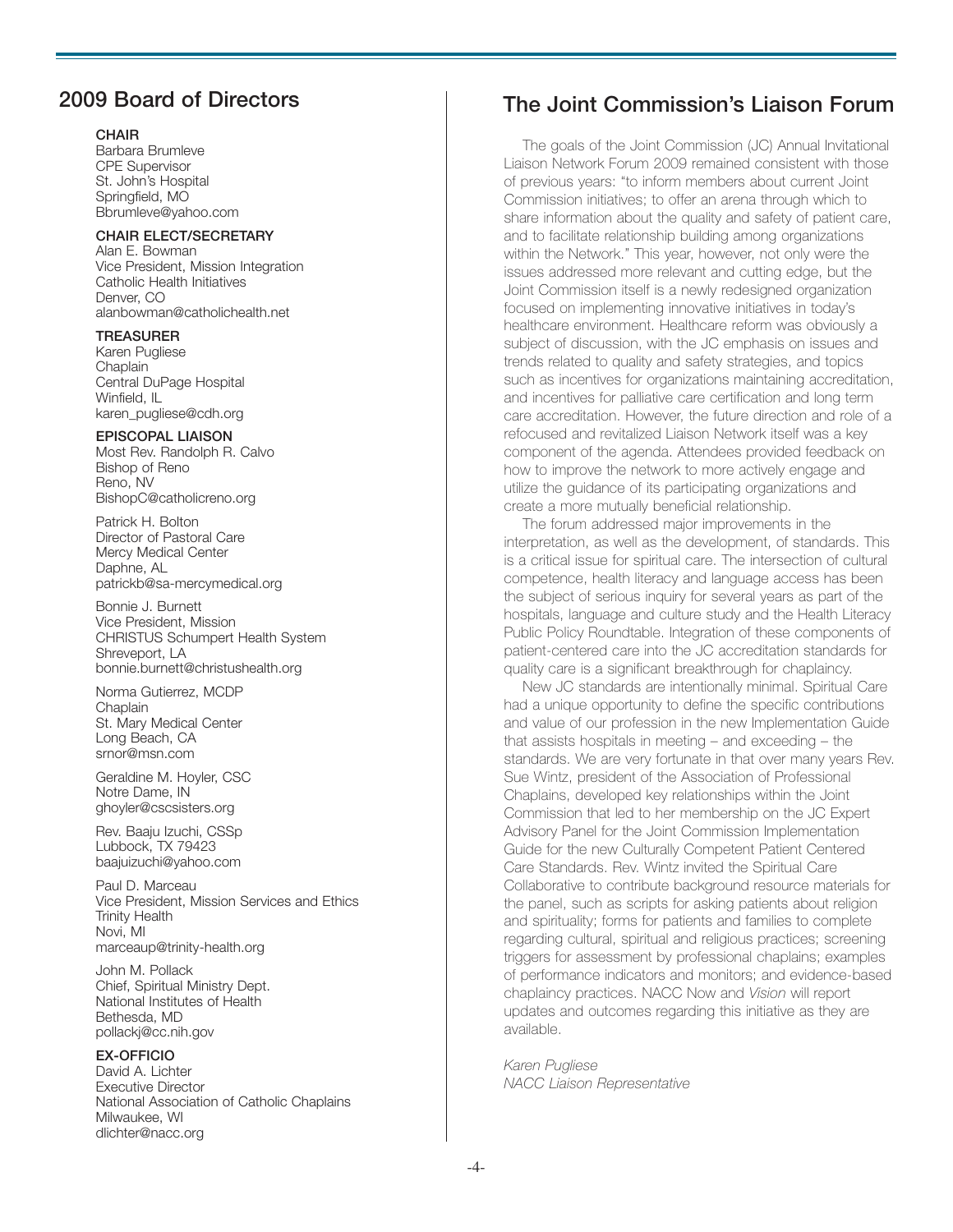## 2009 Board of Directors

**CHAIR**
Barbara Brumleve
CPE Supervisor
St. John's Hospital
Springfield, MO
Bbrumleve@yahoo.com

**CHAIR ELECT/SECRETARY**
Alan E. Bowman
Vice President, Mission Integration
Catholic Health Initiatives
Denver, CO
alanbowman@catholichealth.net

**TREASURER**
Karen Pugliese
Chaplain
Central DuPage Hospital
Winfield, IL
karen_pugliese@cdh.org

**EPISCOPAL LIAISON**
Most Rev. Randolph R. Calvo
Bishop of Reno
Reno, NV
BishopC@catholicreno.org

Patrick H. Bolton
Director of Pastoral Care
Mercy Medical Center
Daphne, AL
patrickb@sa-mercymedical.org

Bonnie J. Burnett
Vice President, Mission
CHRISTUS Schumpert Health System
Shreveport, LA
bonnie.burnett@christushealth.org

Norma Gutierrez, MCDP
Chaplain
St. Mary Medical Center
Long Beach, CA
srnor@msn.com

Geraldine M. Hoyler, CSC
Notre Dame, IN
ghoyler@cscsisters.org

Rev. Baaju Izuchi, CSSp
Lubbock, TX 79423
baajuizuchi@yahoo.com

Paul D. Marceau
Vice President, Mission Services and Ethics
Trinity Health
Novi, MI
marceaup@trinity-health.org

John M. Pollack
Chief, Spiritual Ministry Dept.
National Institutes of Health
Bethesda, MD
pollackj@cc.nih.gov

**EX-OFFICIO**
David A. Lichter
Executive Director
National Association of Catholic Chaplains
Milwaukee, WI
dlichter@nacc.org

## The Joint Commission's Liaison Forum

The goals of the Joint Commission (JC) Annual Invitational Liaison Network Forum 2009 remained consistent with those of previous years: "to inform members about current Joint Commission initiatives; to offer an arena through which to share information about the quality and safety of patient care, and to facilitate relationship building among organizations within the Network." This year, however, not only were the issues addressed more relevant and cutting edge, but the Joint Commission itself is a newly redesigned organization focused on implementing innovative initiatives in today's healthcare environment. Healthcare reform was obviously a subject of discussion, with the JC emphasis on issues and trends related to quality and safety strategies, and topics such as incentives for organizations maintaining accreditation, and incentives for palliative care certification and long term care accreditation. However, the future direction and role of a refocused and revitalized Liaison Network itself was a key component of the agenda. Attendees provided feedback on how to improve the network to more actively engage and utilize the guidance of its participating organizations and create a more mutually beneficial relationship.

The forum addressed major improvements in the interpretation, as well as the development, of standards. This is a critical issue for spiritual care. The intersection of cultural competence, health literacy and language access has been the subject of serious inquiry for several years as part of the hospitals, language and culture study and the Health Literacy Public Policy Roundtable. Integration of these components of patient-centered care into the JC accreditation standards for quality care is a significant breakthrough for chaplaincy.

New JC standards are intentionally minimal. Spiritual Care had a unique opportunity to define the specific contributions and value of our profession in the new Implementation Guide that assists hospitals in meeting – and exceeding – the standards. We are very fortunate in that over many years Rev. Sue Wintz, president of the Association of Professional Chaplains, developed key relationships within the Joint Commission that led to her membership on the JC Expert Advisory Panel for the Joint Commission Implementation Guide for the new Culturally Competent Patient Centered Care Standards. Rev. Wintz invited the Spiritual Care Collaborative to contribute background resource materials for the panel, such as scripts for asking patients about religion and spirituality; forms for patients and families to complete regarding cultural, spiritual and religious practices; screening triggers for assessment by professional chaplains; examples of performance indicators and monitors; and evidence-based chaplaincy practices. NACC Now and *Vision* will report updates and outcomes regarding this initiative as they are available.

*Karen Pugliese*
*NACC Liaison Representative*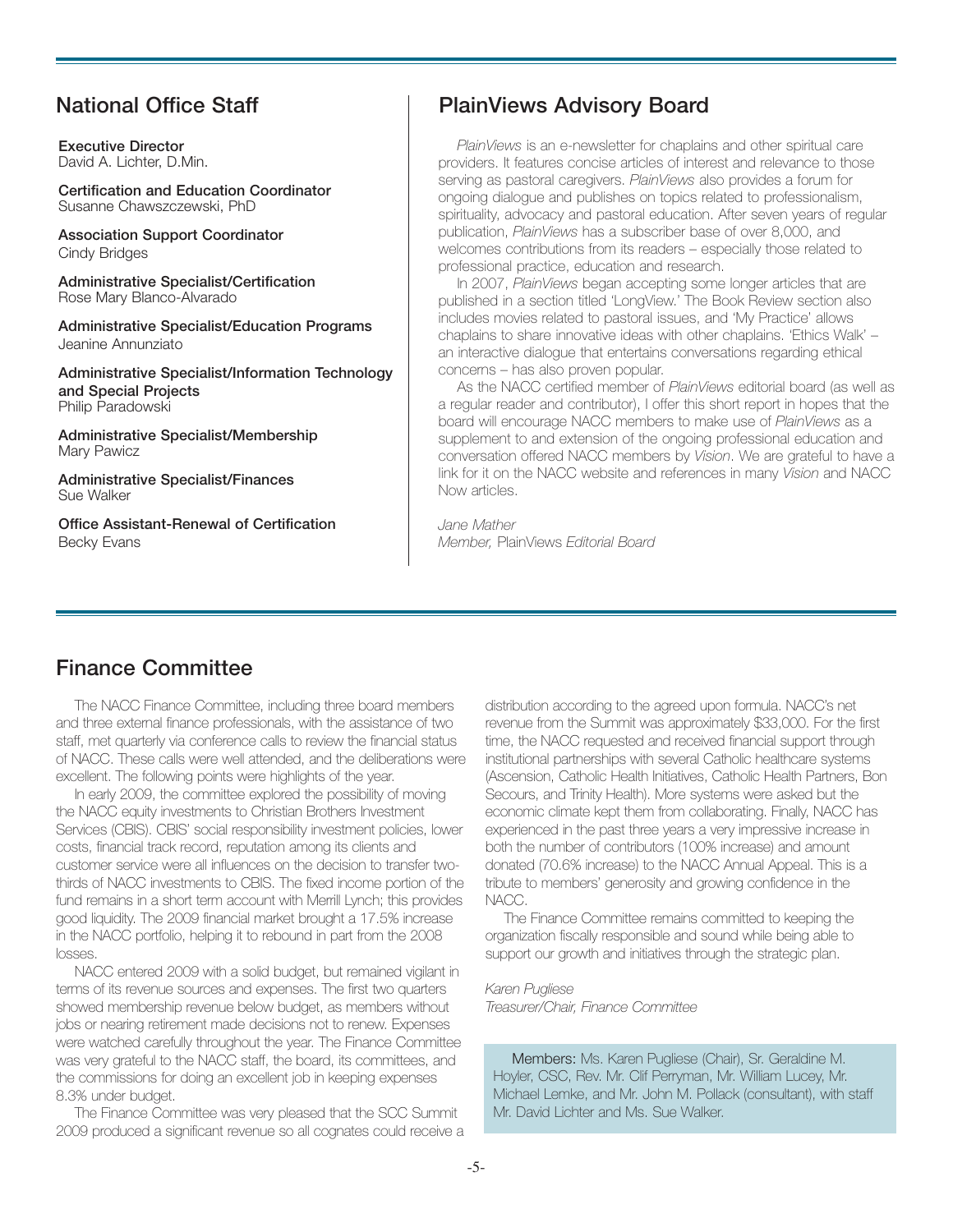## National Office Staff

**Executive Director**
David A. Lichter, D.Min.

**Certification and Education Coordinator**
Susanne Chawszczewski, PhD

**Association Support Coordinator**
Cindy Bridges

**Administrative Specialist/Certification**
Rose Mary Blanco-Alvarado

**Administrative Specialist/Education Programs**
Jeanine Annunziato

**Administrative Specialist/Information Technology and Special Projects**
Philip Paradowski

**Administrative Specialist/Membership**
Mary Pawicz

**Administrative Specialist/Finances**
Sue Walker

**Office Assistant-Renewal of Certification**
Becky Evans

## PlainViews Advisory Board

*PlainViews* is an e-newsletter for chaplains and other spiritual care providers. It features concise articles of interest and relevance to those serving as pastoral caregivers. *PlainViews* also provides a forum for ongoing dialogue and publishes on topics related to professionalism, spirituality, advocacy and pastoral education. After seven years of regular publication, *PlainViews* has a subscriber base of over 8,000, and welcomes contributions from its readers – especially those related to professional practice, education and research.

In 2007, *PlainViews* began accepting some longer articles that are published in a section titled 'LongView.' The Book Review section also includes movies related to pastoral issues, and 'My Practice' allows chaplains to share innovative ideas with other chaplains. 'Ethics Walk' – an interactive dialogue that entertains conversations regarding ethical concerns – has also proven popular.

As the NACC certified member of *PlainViews* editorial board (as well as a regular reader and contributor), I offer this short report in hopes that the board will encourage NACC members to make use of *PlainViews* as a supplement to and extension of the ongoing professional education and conversation offered NACC members by *Vision*. We are grateful to have a link for it on the NACC website and references in many *Vision* and NACC Now articles.

*Jane Mather*
*Member,* PlainViews *Editorial Board*

## Finance Committee

The NACC Finance Committee, including three board members and three external finance professionals, with the assistance of two staff, met quarterly via conference calls to review the financial status of NACC. These calls were well attended, and the deliberations were excellent. The following points were highlights of the year.

In early 2009, the committee explored the possibility of moving the NACC equity investments to Christian Brothers Investment Services (CBIS). CBIS' social responsibility investment policies, lower costs, financial track record, reputation among its clients and customer service were all influences on the decision to transfer two-thirds of NACC investments to CBIS. The fixed income portion of the fund remains in a short term account with Merrill Lynch; this provides good liquidity. The 2009 financial market brought a 17.5% increase in the NACC portfolio, helping it to rebound in part from the 2008 losses.

NACC entered 2009 with a solid budget, but remained vigilant in terms of its revenue sources and expenses. The first two quarters showed membership revenue below budget, as members without jobs or nearing retirement made decisions not to renew. Expenses were watched carefully throughout the year. The Finance Committee was very grateful to the NACC staff, the board, its committees, and the commissions for doing an excellent job in keeping expenses 8.3% under budget.

The Finance Committee was very pleased that the SCC Summit 2009 produced a significant revenue so all cognates could receive a distribution according to the agreed upon formula. NACC's net revenue from the Summit was approximately $33,000. For the first time, the NACC requested and received financial support through institutional partnerships with several Catholic healthcare systems (Ascension, Catholic Health Initiatives, Catholic Health Partners, Bon Secours, and Trinity Health). More systems were asked but the economic climate kept them from collaborating. Finally, NACC has experienced in the past three years a very impressive increase in both the number of contributors (100% increase) and amount donated (70.6% increase) to the NACC Annual Appeal. This is a tribute to members' generosity and growing confidence in the NACC.

The Finance Committee remains committed to keeping the organization fiscally responsible and sound while being able to support our growth and initiatives through the strategic plan.

*Karen Pugliese*
*Treasurer/Chair, Finance Committee*

**Members:** Ms. Karen Pugliese (Chair), Sr. Geraldine M. Hoyler, CSC, Rev. Mr. Clif Perryman, Mr. William Lucey, Mr. Michael Lemke, and Mr. John M. Pollack (consultant), with staff Mr. David Lichter and Ms. Sue Walker.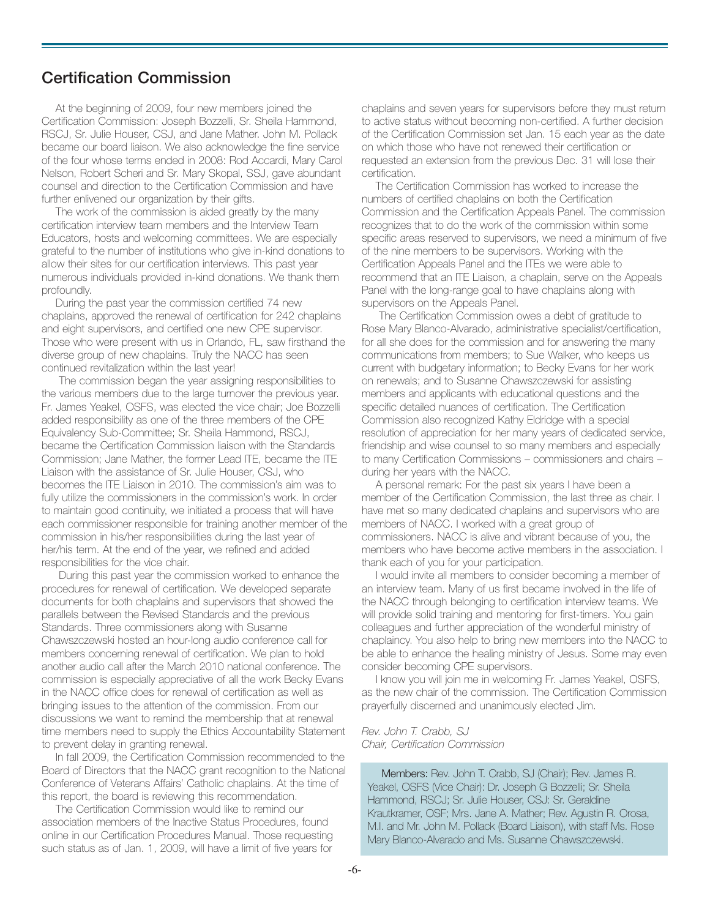## Certification Commission

At the beginning of 2009, four new members joined the Certification Commission: Joseph Bozzelli, Sr. Sheila Hammond, RSCJ, Sr. Julie Houser, CSJ, and Jane Mather. John M. Pollack became our board liaison. We also acknowledge the fine service of the four whose terms ended in 2008: Rod Accardi, Mary Carol Nelson, Robert Scheri and Sr. Mary Skopal, SSJ, gave abundant counsel and direction to the Certification Commission and have further enlivened our organization by their gifts.

The work of the commission is aided greatly by the many certification interview team members and the Interview Team Educators, hosts and welcoming committees. We are especially grateful to the number of institutions who give in-kind donations to allow their sites for our certification interviews. This past year numerous individuals provided in-kind donations. We thank them profoundly.

During the past year the commission certified 74 new chaplains, approved the renewal of certification for 242 chaplains and eight supervisors, and certified one new CPE supervisor. Those who were present with us in Orlando, FL, saw firsthand the diverse group of new chaplains. Truly the NACC has seen continued revitalization within the last year!

The commission began the year assigning responsibilities to the various members due to the large turnover the previous year. Fr. James Yeakel, OSFS, was elected the vice chair; Joe Bozzelli added responsibility as one of the three members of the CPE Equivalency Sub-Committee; Sr. Sheila Hammond, RSCJ, became the Certification Commission liaison with the Standards Commission; Jane Mather, the former Lead ITE, became the ITE Liaison with the assistance of Sr. Julie Houser, CSJ, who becomes the ITE Liaison in 2010. The commission's aim was to fully utilize the commissioners in the commission's work. In order to maintain good continuity, we initiated a process that will have each commissioner responsible for training another member of the commission in his/her responsibilities during the last year of her/his term. At the end of the year, we refined and added responsibilities for the vice chair.

During this past year the commission worked to enhance the procedures for renewal of certification. We developed separate documents for both chaplains and supervisors that showed the parallels between the Revised Standards and the previous Standards. Three commissioners along with Susanne Chawszczewski hosted an hour-long audio conference call for members concerning renewal of certification. We plan to hold another audio call after the March 2010 national conference. The commission is especially appreciative of all the work Becky Evans in the NACC office does for renewal of certification as well as bringing issues to the attention of the commission. From our discussions we want to remind the membership that at renewal time members need to supply the Ethics Accountability Statement to prevent delay in granting renewal.

In fall 2009, the Certification Commission recommended to the Board of Directors that the NACC grant recognition to the National Conference of Veterans Affairs' Catholic chaplains. At the time of this report, the board is reviewing this recommendation.

The Certification Commission would like to remind our association members of the Inactive Status Procedures, found online in our Certification Procedures Manual. Those requesting such status as of Jan. 1, 2009, will have a limit of five years for chaplains and seven years for supervisors before they must return to active status without becoming non-certified. A further decision of the Certification Commission set Jan. 15 each year as the date on which those who have not renewed their certification or requested an extension from the previous Dec. 31 will lose their certification.

The Certification Commission has worked to increase the numbers of certified chaplains on both the Certification Commission and the Certification Appeals Panel. The commission recognizes that to do the work of the commission within some specific areas reserved to supervisors, we need a minimum of five of the nine members to be supervisors. Working with the Certification Appeals Panel and the ITEs we were able to recommend that an ITE Liaison, a chaplain, serve on the Appeals Panel with the long-range goal to have chaplains along with supervisors on the Appeals Panel.

The Certification Commission owes a debt of gratitude to Rose Mary Blanco-Alvarado, administrative specialist/certification, for all she does for the commission and for answering the many communications from members; to Sue Walker, who keeps us current with budgetary information; to Becky Evans for her work on renewals; and to Susanne Chawszczewski for assisting members and applicants with educational questions and the specific detailed nuances of certification. The Certification Commission also recognized Kathy Eldridge with a special resolution of appreciation for her many years of dedicated service, friendship and wise counsel to so many members and especially to many Certification Commissions – commissioners and chairs – during her years with the NACC.

A personal remark: For the past six years I have been a member of the Certification Commission, the last three as chair. I have met so many dedicated chaplains and supervisors who are members of NACC. I worked with a great group of commissioners. NACC is alive and vibrant because of you, the members who have become active members in the association. I thank each of you for your participation.

I would invite all members to consider becoming a member of an interview team. Many of us first became involved in the life of the NACC through belonging to certification interview teams. We will provide solid training and mentoring for first-timers. You gain colleagues and further appreciation of the wonderful ministry of chaplaincy. You also help to bring new members into the NACC to be able to enhance the healing ministry of Jesus. Some may even consider becoming CPE supervisors.

I know you will join me in welcoming Fr. James Yeakel, OSFS, as the new chair of the commission. The Certification Commission prayerfully discerned and unanimously elected Jim.

*Rev. John T. Crabb, SJ*
*Chair, Certification Commission*

**Members:** Rev. John T. Crabb, SJ (Chair); Rev. James R. Yeakel, OSFS (Vice Chair): Dr. Joseph G Bozzelli; Sr. Sheila Hammond, RSCJ; Sr. Julie Houser, CSJ: Sr. Geraldine Krautkramer, OSF; Mrs. Jane A. Mather; Rev. Agustin R. Orosa, M.I. and Mr. John M. Pollack (Board Liaison), with staff Ms. Rose Mary Blanco-Alvarado and Ms. Susanne Chawszczewski.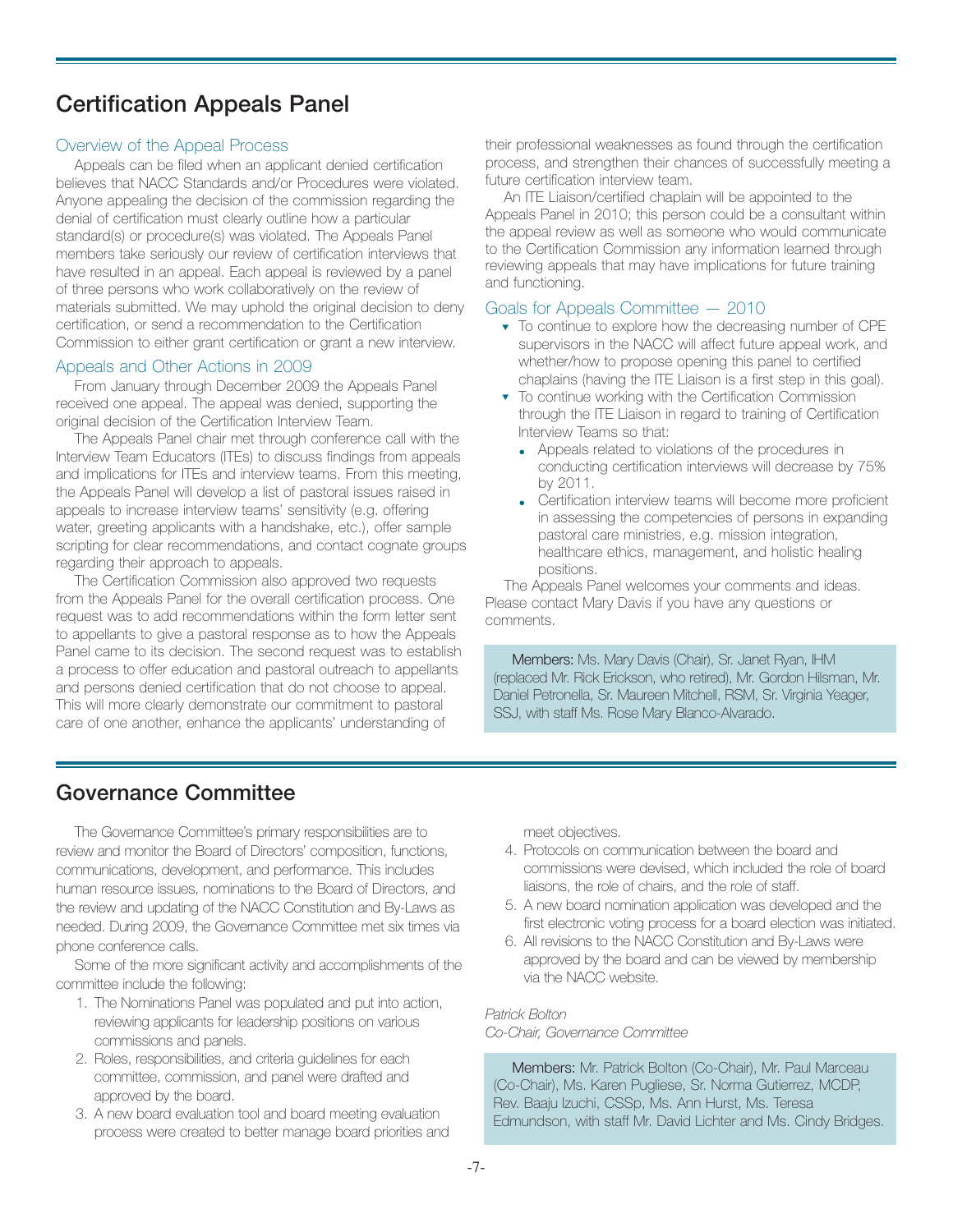## Certification Appeals Panel

### Overview of the Appeal Process

Appeals can be filed when an applicant denied certification believes that NACC Standards and/or Procedures were violated. Anyone appealing the decision of the commission regarding the denial of certification must clearly outline how a particular standard(s) or procedure(s) was violated. The Appeals Panel members take seriously our review of certification interviews that have resulted in an appeal. Each appeal is reviewed by a panel of three persons who work collaboratively on the review of materials submitted. We may uphold the original decision to deny certification, or send a recommendation to the Certification Commission to either grant certification or grant a new interview.

### Appeals and Other Actions in 2009

From January through December 2009 the Appeals Panel received one appeal. The appeal was denied, supporting the original decision of the Certification Interview Team.

The Appeals Panel chair met through conference call with the Interview Team Educators (ITEs) to discuss findings from appeals and implications for ITEs and interview teams. From this meeting, the Appeals Panel will develop a list of pastoral issues raised in appeals to increase interview teams' sensitivity (e.g. offering water, greeting applicants with a handshake, etc.), offer sample scripting for clear recommendations, and contact cognate groups regarding their approach to appeals.

The Certification Commission also approved two requests from the Appeals Panel for the overall certification process. One request was to add recommendations within the form letter sent to appellants to give a pastoral response as to how the Appeals Panel came to its decision. The second request was to establish a process to offer education and pastoral outreach to appellants and persons denied certification that do not choose to appeal. This will more clearly demonstrate our commitment to pastoral care of one another, enhance the applicants' understanding of their professional weaknesses as found through the certification process, and strengthen their chances of successfully meeting a future certification interview team.

An ITE Liaison/certified chaplain will be appointed to the Appeals Panel in 2010; this person could be a consultant within the appeal review as well as someone who would communicate to the Certification Commission any information learned through reviewing appeals that may have implications for future training and functioning.

### Goals for Appeals Committee — 2010

- To continue to explore how the decreasing number of CPE supervisors in the NACC will affect future appeal work, and whether/how to propose opening this panel to certified chaplains (having the ITE Liaison is a first step in this goal).
- To continue working with the Certification Commission through the ITE Liaison in regard to training of Certification Interview Teams so that:
  - Appeals related to violations of the procedures in conducting certification interviews will decrease by 75% by 2011.
  - Certification interview teams will become more proficient in assessing the competencies of persons in expanding pastoral care ministries, e.g. mission integration, healthcare ethics, management, and holistic healing positions.

The Appeals Panel welcomes your comments and ideas. Please contact Mary Davis if you have any questions or comments.

**Members:** Ms. Mary Davis (Chair), Sr. Janet Ryan, IHM (replaced Mr. Rick Erickson, who retired), Mr. Gordon Hilsman, Mr. Daniel Petronella, Sr. Maureen Mitchell, RSM, Sr. Virginia Yeager, SSJ, with staff Ms. Rose Mary Blanco-Alvarado.

## Governance Committee

The Governance Committee's primary responsibilities are to review and monitor the Board of Directors' composition, functions, communications, development, and performance. This includes human resource issues, nominations to the Board of Directors, and the review and updating of the NACC Constitution and By-Laws as needed. During 2009, the Governance Committee met six times via phone conference calls.

Some of the more significant activity and accomplishments of the committee include the following:

1. The Nominations Panel was populated and put into action, reviewing applicants for leadership positions on various commissions and panels.
2. Roles, responsibilities, and criteria guidelines for each committee, commission, and panel were drafted and approved by the board.
3. A new board evaluation tool and board meeting evaluation process were created to better manage board priorities and meet objectives.
4. Protocols on communication between the board and commissions were devised, which included the role of board liaisons, the role of chairs, and the role of staff.
5. A new board nomination application was developed and the first electronic voting process for a board election was initiated.
6. All revisions to the NACC Constitution and By-Laws were approved by the board and can be viewed by membership via the NACC website.

*Patrick Bolton*
*Co-Chair, Governance Committee*

**Members:** Mr. Patrick Bolton (Co-Chair), Mr. Paul Marceau (Co-Chair), Ms. Karen Pugliese, Sr. Norma Gutierrez, MCDP, Rev. Baaju Izuchi, CSSp, Ms. Ann Hurst, Ms. Teresa Edmundson, with staff Mr. David Lichter and Ms. Cindy Bridges.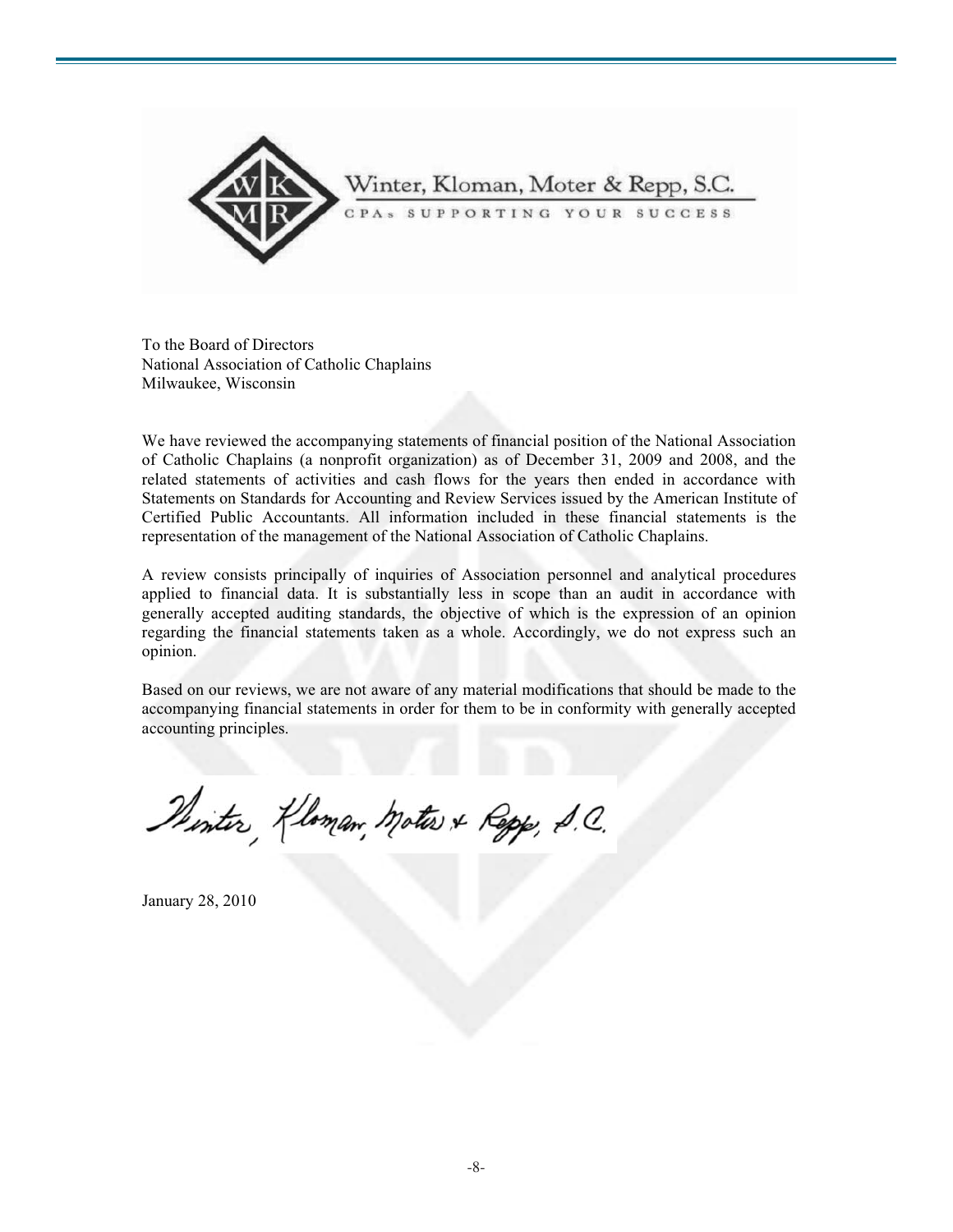Winter, Kloman, Moter & Repp, S.C.

CPAs SUPPORTING YOUR SUCCESS

To the Board of Directors
National Association of Catholic Chaplains
Milwaukee, Wisconsin

We have reviewed the accompanying statements of financial position of the National Association of Catholic Chaplains (a nonprofit organization) as of December 31, 2009 and 2008, and the related statements of activities and cash flows for the years then ended in accordance with Statements on Standards for Accounting and Review Services issued by the American Institute of Certified Public Accountants. All information included in these financial statements is the representation of the management of the National Association of Catholic Chaplains.

A review consists principally of inquiries of Association personnel and analytical procedures applied to financial data. It is substantially less in scope than an audit in accordance with generally accepted auditing standards, the objective of which is the expression of an opinion regarding the financial statements taken as a whole. Accordingly, we do not express such an opinion.

Based on our reviews, we are not aware of any material modifications that should be made to the accompanying financial statements in order for them to be in conformity with generally accepted accounting principles.

Winter, Kloman, Moter & Repp, S.C.

January 28, 2010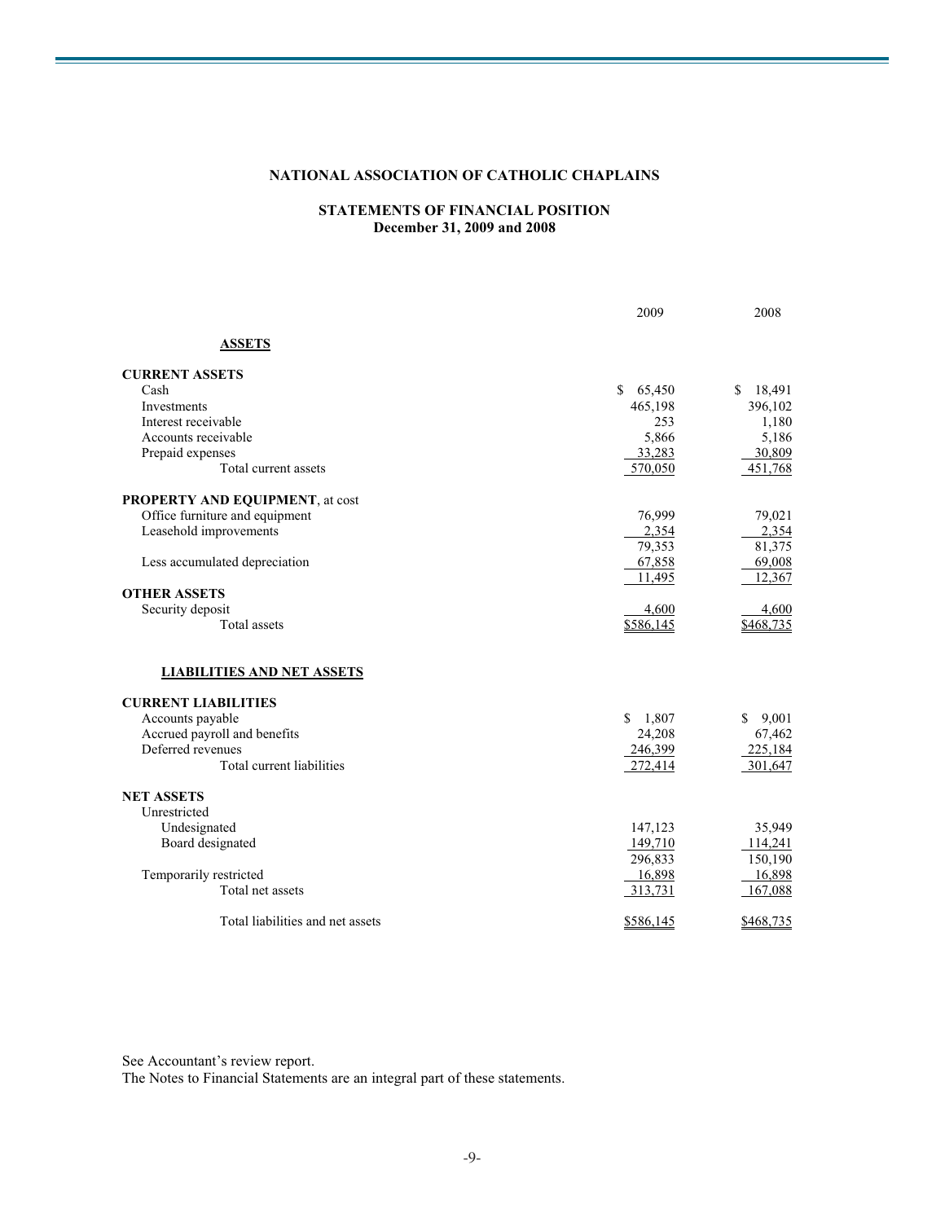# NATIONAL ASSOCIATION OF CATHOLIC CHAPLAINS

## STATEMENTS OF FINANCIAL POSITION
**December 31, 2009 and 2008**

| | 2009 | 2008 |
|---|---|---|
| **ASSETS** | | |
| **CURRENT ASSETS** | | |
| Cash | $ 65,450 | $ 18,491 |
| Investments | 465,198 | 396,102 |
| Interest receivable | 253 | 1,180 |
| Accounts receivable | 5,866 | 5,186 |
| Prepaid expenses | 33,283 | 30,809 |
| Total current assets | 570,050 | 451,768 |
| **PROPERTY AND EQUIPMENT**, at cost | | |
| Office furniture and equipment | 76,999 | 79,021 |
| Leasehold improvements | 2,354 | 2,354 |
| | 79,353 | 81,375 |
| Less accumulated depreciation | 67,858 | 69,008 |
| | 11,495 | 12,367 |
| **OTHER ASSETS** | | |
| Security deposit | 4,600 | 4,600 |
| Total assets | $586,145 | $468,735 |
| **LIABILITIES AND NET ASSETS** | | |
| **CURRENT LIABILITIES** | | |
| Accounts payable | $ 1,807 | $ 9,001 |
| Accrued payroll and benefits | 24,208 | 67,462 |
| Deferred revenues | 246,399 | 225,184 |
| Total current liabilities | 272,414 | 301,647 |
| **NET ASSETS** | | |
| Unrestricted | | |
| Undesignated | 147,123 | 35,949 |
| Board designated | 149,710 | 114,241 |
| | 296,833 | 150,190 |
| Temporarily restricted | 16,898 | 16,898 |
| Total net assets | 313,731 | 167,088 |
| Total liabilities and net assets | $586,145 | $468,735 |

See Accountant's review report.
The Notes to Financial Statements are an integral part of these statements.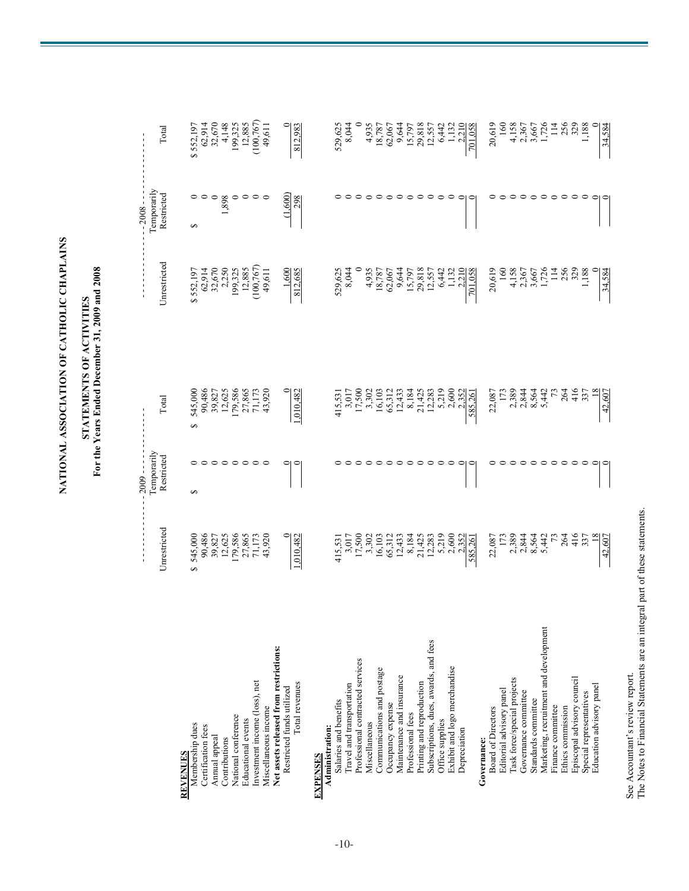# NATIONAL ASSOCIATION OF CATHOLIC CHAPLAINS

## STATEMENTS OF ACTIVITIES
### For the Years Ended December 31, 2009 and 2008

| | 2009 Unrestricted | 2009 Temporarily Restricted | 2009 Total | 2008 Unrestricted | 2008 Temporarily Restricted | 2008 Total |
|---|---|---|---|---|---|---|
| **REVENUES** | | | | | | |
| Membership dues | $ 545,000 | $ 0 | $ 545,000 | $ 552,197 | $ 0 | $ 552,197 |
| Certification fees | 90,486 | 0 | 90,486 | 62,914 | 0 | 62,914 |
| Annual appeal | 39,827 | 0 | 39,827 | 32,670 | 0 | 32,670 |
| Contributions | 12,625 | 0 | 12,625 | 2,250 | 1,898 | 4,148 |
| National conference | 179,586 | 0 | 179,586 | 199,325 | 0 | 199,325 |
| Educational events | 27,865 | 0 | 27,865 | 12,885 | 0 | 12,885 |
| Investment income (loss), net | 71,173 | 0 | 71,173 | (100,767) | 0 | (100,767) |
| Miscellaneous income | 43,920 | 0 | 43,920 | 49,611 | 0 | 49,611 |
| **Net assets released from restrictions:** | | | | | | |
| Restricted funds utilized | 0 | 0 | 0 | 1,600 | (1,600) | 0 |
| Total revenues | 1,010,482 | 0 | 1,010,482 | 812,685 | 298 | 812,983 |
| **EXPENSES** | | | | | | |
| **Administration:** | | | | | | |
| Salaries and benefits | 415,531 | 0 | 415,531 | 529,625 | 0 | 529,625 |
| Travel and transportation | 3,017 | 0 | 3,017 | 8,044 | 0 | 8,044 |
| Professional contracted services | 17,500 | 0 | 17,500 | 0 | 0 | 0 |
| Miscellaneous | 3,302 | 0 | 3,302 | 4,935 | 0 | 4,935 |
| Communications and postage | 16,103 | 0 | 16,103 | 18,787 | 0 | 18,787 |
| Occupancy expense | 65,312 | 0 | 65,312 | 62,067 | 0 | 62,067 |
| Maintenance and insurance | 12,433 | 0 | 12,433 | 9,644 | 0 | 9,644 |
| Professional fees | 8,184 | 0 | 8,184 | 15,797 | 0 | 15,797 |
| Printing and reproduction | 21,425 | 0 | 21,425 | 29,818 | 0 | 29,818 |
| Subscriptions, dues, awards, and fees | 12,283 | 0 | 12,283 | 12,557 | 0 | 12,557 |
| Office supplies | 5,219 | 0 | 5,219 | 6,442 | 0 | 6,442 |
| Exhibit and logo merchandise | 2,600 | 0 | 2,600 | 1,132 | 0 | 1,132 |
| Depreciation | 2,352 | 0 | 2,352 | 2,210 | 0 | 2,210 |
| | 585,261 | 0 | 585,261 | 701,058 | 0 | 701,058 |
| **Governance:** | | | | | | |
| Board of Directors | 22,087 | 0 | 22,087 | 20,619 | 0 | 20,619 |
| Editorial advisory panel | 173 | 0 | 173 | 160 | 0 | 160 |
| Task force/special projects | 2,389 | 0 | 2,389 | 4,158 | 0 | 4,158 |
| Governance committee | 2,844 | 0 | 2,844 | 2,367 | 0 | 2,367 |
| Standards committee | 8,564 | 0 | 8,564 | 3,667 | 0 | 3,667 |
| Marketing, recruitment and development | 5,442 | 0 | 5,442 | 1,726 | 0 | 1,726 |
| Finance committee | 73 | 0 | 73 | 114 | 0 | 114 |
| Ethics commission | 264 | 0 | 264 | 256 | 0 | 256 |
| Episcopal advisory council | 416 | 0 | 416 | 329 | 0 | 329 |
| Special representatives | 337 | 0 | 337 | 1,188 | 0 | 1,188 |
| Education advisory panel | 18 | 0 | 18 | 0 | 0 | 0 |
| | 42,607 | 0 | 42,607 | 34,584 | 0 | 34,584 |

See Accountant's review report.
The Notes to Financial Statements are an integral part of these statements.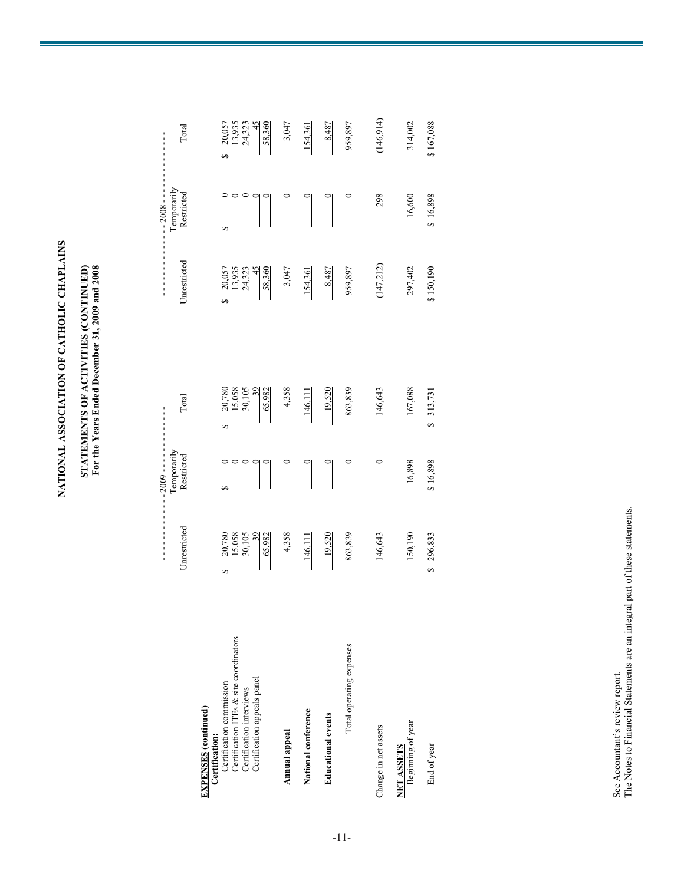# NATIONAL ASSOCIATION OF CATHOLIC CHAPLAINS

## STATEMENTS OF ACTIVITIES (CONTINUED)
### For the Years Ended December 31, 2009 and 2008

| | 2009 | | | 2008 | | |
|---|---|---|---|---|---|---|
| | Unrestricted | Temporarily Restricted | Total | Unrestricted | Temporarily Restricted | Total |
| **EXPENSES (continued)** | | | | | | |
| **Certification:** | | | | | | |
| Certification commission | $ 20,780 | $ 0 | $ 20,780 | $ 20,057 | $ 0 | $ 20,057 |
| Certification ITEs & site coordinators | 15,058 | 0 | 15,058 | 13,935 | 0 | 13,935 |
| Certification interviews | 30,105 | 0 | 30,105 | 24,323 | 0 | 24,323 |
| Certification appeals panel | 39 | 0 | 39 | 45 | 0 | 45 |
| | 65,982 | 0 | 65,982 | 58,360 | 0 | 58,360 |
| **Annual appeal** | 4,358 | 0 | 4,358 | 3,047 | 0 | 3,047 |
| **National conference** | 146,111 | 0 | 146,111 | 154,361 | 0 | 154,361 |
| **Educational events** | 19,520 | 0 | 19,520 | 8,487 | 0 | 8,487 |
| Total operating expenses | 863,839 | 0 | 863,839 | 959,897 | 0 | 959,897 |
| Change in net assets | 146,643 | 0 | 146,643 | (147,212) | 298 | (146,914) |
| **NET ASSETS** | | | | | | |
| Beginning of year | 150,190 | 16,898 | 167,088 | 297,402 | 16,600 | 314,002 |
| End of year | $ 296,833 | $16,898 | $ 313,731 | $150,190 | $ 16,898 | $167,088 |

See Accountant's review report.
The Notes to Financial Statements are an integral part of these statements.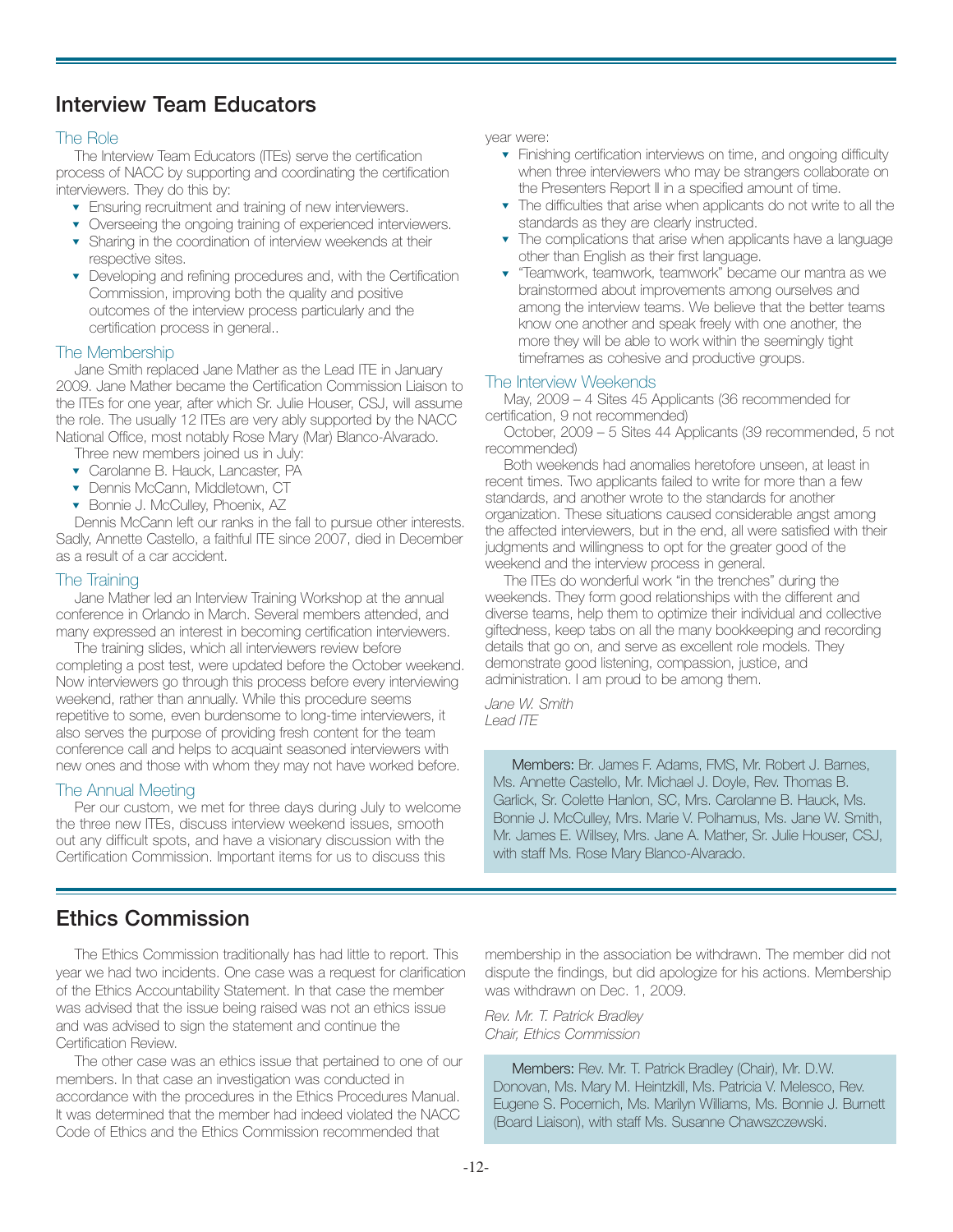## Interview Team Educators

### The Role

The Interview Team Educators (ITEs) serve the certification process of NACC by supporting and coordinating the certification interviewers. They do this by:

- Ensuring recruitment and training of new interviewers.
- Overseeing the ongoing training of experienced interviewers.
- Sharing in the coordination of interview weekends at their respective sites.
- Developing and refining procedures and, with the Certification Commission, improving both the quality and positive outcomes of the interview process particularly and the certification process in general..

### The Membership

Jane Smith replaced Jane Mather as the Lead ITE in January 2009. Jane Mather became the Certification Commission Liaison to the ITEs for one year, after which Sr. Julie Houser, CSJ, will assume the role. The usually 12 ITEs are very ably supported by the NACC National Office, most notably Rose Mary (Mar) Blanco-Alvarado.

Three new members joined us in July:

- Carolanne B. Hauck, Lancaster, PA
- Dennis McCann, Middletown, CT
- Bonnie J. McCulley, Phoenix, AZ

Dennis McCann left our ranks in the fall to pursue other interests. Sadly, Annette Castello, a faithful ITE since 2007, died in December as a result of a car accident.

### The Training

Jane Mather led an Interview Training Workshop at the annual conference in Orlando in March. Several members attended, and many expressed an interest in becoming certification interviewers.

The training slides, which all interviewers review before completing a post test, were updated before the October weekend. Now interviewers go through this process before every interviewing weekend, rather than annually. While this procedure seems repetitive to some, even burdensome to long-time interviewers, it also serves the purpose of providing fresh content for the team conference call and helps to acquaint seasoned interviewers with new ones and those with whom they may not have worked before.

### The Annual Meeting

Per our custom, we met for three days during July to welcome the three new ITEs, discuss interview weekend issues, smooth out any difficult spots, and have a visionary discussion with the Certification Commission. Important items for us to discuss this year were:

- Finishing certification interviews on time, and ongoing difficulty when three interviewers who may be strangers collaborate on the Presenters Report II in a specified amount of time.
- The difficulties that arise when applicants do not write to all the standards as they are clearly instructed.
- The complications that arise when applicants have a language other than English as their first language.
- "Teamwork, teamwork, teamwork" became our mantra as we brainstormed about improvements among ourselves and among the interview teams. We believe that the better teams know one another and speak freely with one another, the more they will be able to work within the seemingly tight timeframes as cohesive and productive groups.

### The Interview Weekends

May, 2009 – 4 Sites 45 Applicants (36 recommended for certification, 9 not recommended)

October, 2009 – 5 Sites 44 Applicants (39 recommended, 5 not recommended)

Both weekends had anomalies heretofore unseen, at least in recent times. Two applicants failed to write for more than a few standards, and another wrote to the standards for another organization. These situations caused considerable angst among the affected interviewers, but in the end, all were satisfied with their judgments and willingness to opt for the greater good of the weekend and the interview process in general.

The ITEs do wonderful work "in the trenches" during the weekends. They form good relationships with the different and diverse teams, help them to optimize their individual and collective giftedness, keep tabs on all the many bookkeeping and recording details that go on, and serve as excellent role models. They demonstrate good listening, compassion, justice, and administration. I am proud to be among them.

*Jane W. Smith*
*Lead ITE*

**Members:** Br. James F. Adams, FMS, Mr. Robert J. Barnes, Ms. Annette Castello, Mr. Michael J. Doyle, Rev. Thomas B. Garlick, Sr. Colette Hanlon, SC, Mrs. Carolanne B. Hauck, Ms. Bonnie J. McCulley, Mrs. Marie V. Polhamus, Ms. Jane W. Smith, Mr. James E. Willsey, Mrs. Jane A. Mather, Sr. Julie Houser, CSJ, with staff Ms. Rose Mary Blanco-Alvarado.

## Ethics Commission

The Ethics Commission traditionally has had little to report. This year we had two incidents. One case was a request for clarification of the Ethics Accountability Statement. In that case the member was advised that the issue being raised was not an ethics issue and was advised to sign the statement and continue the Certification Review.

The other case was an ethics issue that pertained to one of our members. In that case an investigation was conducted in accordance with the procedures in the Ethics Procedures Manual. It was determined that the member had indeed violated the NACC Code of Ethics and the Ethics Commission recommended that membership in the association be withdrawn. The member did not dispute the findings, but did apologize for his actions. Membership was withdrawn on Dec. 1, 2009.

*Rev. Mr. T. Patrick Bradley*
*Chair, Ethics Commission*

**Members:** Rev. Mr. T. Patrick Bradley (Chair), Mr. D.W. Donovan, Ms. Mary M. Heintzkill, Ms. Patricia V. Melesco, Rev. Eugene S. Pocernich, Ms. Marilyn Williams, Ms. Bonnie J. Burnett (Board Liaison), with staff Ms. Susanne Chawszczewski.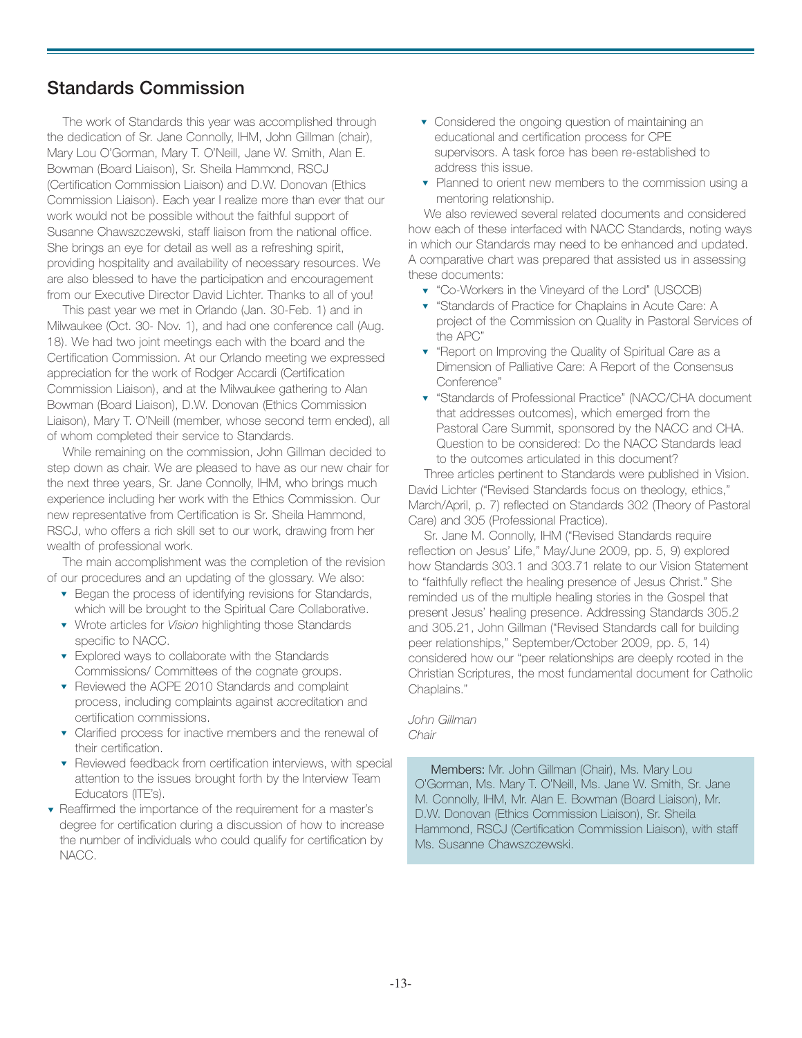## Standards Commission

The work of Standards this year was accomplished through the dedication of Sr. Jane Connolly, IHM, John Gillman (chair), Mary Lou O'Gorman, Mary T. O'Neill, Jane W. Smith, Alan E. Bowman (Board Liaison), Sr. Sheila Hammond, RSCJ (Certification Commission Liaison) and D.W. Donovan (Ethics Commission Liaison). Each year I realize more than ever that our work would not be possible without the faithful support of Susanne Chawszczewski, staff liaison from the national office. She brings an eye for detail as well as a refreshing spirit, providing hospitality and availability of necessary resources. We are also blessed to have the participation and encouragement from our Executive Director David Lichter. Thanks to all of you!

This past year we met in Orlando (Jan. 30-Feb. 1) and in Milwaukee (Oct. 30- Nov. 1), and had one conference call (Aug. 18). We had two joint meetings each with the board and the Certification Commission. At our Orlando meeting we expressed appreciation for the work of Rodger Accardi (Certification Commission Liaison), and at the Milwaukee gathering to Alan Bowman (Board Liaison), D.W. Donovan (Ethics Commission Liaison), Mary T. O'Neill (member, whose second term ended), all of whom completed their service to Standards.

While remaining on the commission, John Gillman decided to step down as chair. We are pleased to have as our new chair for the next three years, Sr. Jane Connolly, IHM, who brings much experience including her work with the Ethics Commission. Our new representative from Certification is Sr. Sheila Hammond, RSCJ, who offers a rich skill set to our work, drawing from her wealth of professional work.

The main accomplishment was the completion of the revision of our procedures and an updating of the glossary. We also:

- Began the process of identifying revisions for Standards, which will be brought to the Spiritual Care Collaborative.
- Wrote articles for *Vision* highlighting those Standards specific to NACC.
- Explored ways to collaborate with the Standards Commissions/ Committees of the cognate groups.
- Reviewed the ACPE 2010 Standards and complaint process, including complaints against accreditation and certification commissions.
- Clarified process for inactive members and the renewal of their certification.
- Reviewed feedback from certification interviews, with special attention to the issues brought forth by the Interview Team Educators (ITE's).
- Reaffirmed the importance of the requirement for a master's degree for certification during a discussion of how to increase the number of individuals who could qualify for certification by NACC.
- Considered the ongoing question of maintaining an educational and certification process for CPE supervisors. A task force has been re-established to address this issue.
- Planned to orient new members to the commission using a mentoring relationship.

We also reviewed several related documents and considered how each of these interfaced with NACC Standards, noting ways in which our Standards may need to be enhanced and updated. A comparative chart was prepared that assisted us in assessing these documents:

- "Co-Workers in the Vineyard of the Lord" (USCCB)
- "Standards of Practice for Chaplains in Acute Care: A project of the Commission on Quality in Pastoral Services of the APC"
- "Report on Improving the Quality of Spiritual Care as a Dimension of Palliative Care: A Report of the Consensus Conference"
- "Standards of Professional Practice" (NACC/CHA document that addresses outcomes), which emerged from the Pastoral Care Summit, sponsored by the NACC and CHA. Question to be considered: Do the NACC Standards lead to the outcomes articulated in this document?

Three articles pertinent to Standards were published in Vision. David Lichter ("Revised Standards focus on theology, ethics," March/April, p. 7) reflected on Standards 302 (Theory of Pastoral Care) and 305 (Professional Practice).

Sr. Jane M. Connolly, IHM ("Revised Standards require reflection on Jesus' Life," May/June 2009, pp. 5, 9) explored how Standards 303.1 and 303.71 relate to our Vision Statement to "faithfully reflect the healing presence of Jesus Christ." She reminded us of the multiple healing stories in the Gospel that present Jesus' healing presence. Addressing Standards 305.2 and 305.21, John Gillman ("Revised Standards call for building peer relationships," September/October 2009, pp. 5, 14) considered how our "peer relationships are deeply rooted in the Christian Scriptures, the most fundamental document for Catholic Chaplains."

*John Gillman*
*Chair*

**Members:** Mr. John Gillman (Chair), Ms. Mary Lou O'Gorman, Ms. Mary T. O'Neill, Ms. Jane W. Smith, Sr. Jane M. Connolly, IHM, Mr. Alan E. Bowman (Board Liaison), Mr. D.W. Donovan (Ethics Commission Liaison), Sr. Sheila Hammond, RSCJ (Certification Commission Liaison), with staff Ms. Susanne Chawszczewski.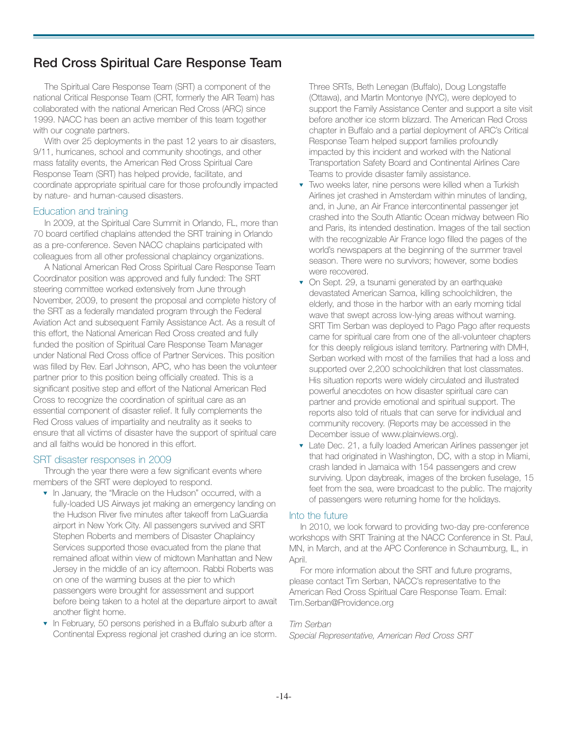## Red Cross Spiritual Care Response Team

The Spiritual Care Response Team (SRT) a component of the national Critical Response Team (CRT, formerly the AIR Team) has collaborated with the national American Red Cross (ARC) since 1999. NACC has been an active member of this team together with our cognate partners.

With over 25 deployments in the past 12 years to air disasters, 9/11, hurricanes, school and community shootings, and other mass fatality events, the American Red Cross Spiritual Care Response Team (SRT) has helped provide, facilitate, and coordinate appropriate spiritual care for those profoundly impacted by nature- and human-caused disasters.

### Education and training

In 2009, at the Spiritual Care Summit in Orlando, FL, more than 70 board certified chaplains attended the SRT training in Orlando as a pre-conference. Seven NACC chaplains participated with colleagues from all other professional chaplaincy organizations.

A National American Red Cross Spiritual Care Response Team Coordinator position was approved and fully funded: The SRT steering committee worked extensively from June through November, 2009, to present the proposal and complete history of the SRT as a federally mandated program through the Federal Aviation Act and subsequent Family Assistance Act. As a result of this effort, the National American Red Cross created and fully funded the position of Spiritual Care Response Team Manager under National Red Cross office of Partner Services. This position was filled by Rev. Earl Johnson, APC, who has been the volunteer partner prior to this position being officially created. This is a significant positive step and effort of the National American Red Cross to recognize the coordination of spiritual care as an essential component of disaster relief. It fully complements the Red Cross values of impartiality and neutrality as it seeks to ensure that all victims of disaster have the support of spiritual care and all faiths would be honored in this effort.

### SRT disaster responses in 2009

Through the year there were a few significant events where members of the SRT were deployed to respond.

- In January, the "Miracle on the Hudson" occurred, with a fully-loaded US Airways jet making an emergency landing on the Hudson River five minutes after takeoff from LaGuardia airport in New York City. All passengers survived and SRT Stephen Roberts and members of Disaster Chaplaincy Services supported those evacuated from the plane that remained afloat within view of midtown Manhattan and New Jersey in the middle of an icy afternoon. Rabbi Roberts was on one of the warming buses at the pier to which passengers were brought for assessment and support before being taken to a hotel at the departure airport to await another flight home.
- In February, 50 persons perished in a Buffalo suburb after a Continental Express regional jet crashed during an ice storm. Three SRTs, Beth Lenegan (Buffalo), Doug Longstaffe (Ottawa), and Martin Montonye (NYC), were deployed to support the Family Assistance Center and support a site visit before another ice storm blizzard. The American Red Cross chapter in Buffalo and a partial deployment of ARC's Critical Response Team helped support families profoundly impacted by this incident and worked with the National Transportation Safety Board and Continental Airlines Care Teams to provide disaster family assistance.
- Two weeks later, nine persons were killed when a Turkish Airlines jet crashed in Amsterdam within minutes of landing, and, in June, an Air France intercontinental passenger jet crashed into the South Atlantic Ocean midway between Rio and Paris, its intended destination. Images of the tail section with the recognizable Air France logo filled the pages of the world's newspapers at the beginning of the summer travel season. There were no survivors; however, some bodies were recovered.
- On Sept. 29, a tsunami generated by an earthquake devastated American Samoa, killing schoolchildren, the elderly, and those in the harbor with an early morning tidal wave that swept across low-lying areas without warning. SRT Tim Serban was deployed to Pago Pago after requests came for spiritual care from one of the all-volunteer chapters for this deeply religious island territory. Partnering with DMH, Serban worked with most of the families that had a loss and supported over 2,200 schoolchildren that lost classmates. His situation reports were widely circulated and illustrated powerful anecdotes on how disaster spiritual care can partner and provide emotional and spiritual support. The reports also told of rituals that can serve for individual and community recovery. (Reports may be accessed in the December issue of www.plainviews.org).
- Late Dec. 21, a fully loaded American Airlines passenger jet that had originated in Washington, DC, with a stop in Miami, crash landed in Jamaica with 154 passengers and crew surviving. Upon daybreak, images of the broken fuselage, 15 feet from the sea, were broadcast to the public. The majority of passengers were returning home for the holidays.

### Into the future

In 2010, we look forward to providing two-day pre-conference workshops with SRT Training at the NACC Conference in St. Paul, MN, in March, and at the APC Conference in Schaumburg, IL, in April.

For more information about the SRT and future programs, please contact Tim Serban, NACC's representative to the American Red Cross Spiritual Care Response Team. Email: Tim.Serban@Providence.org

*Tim Serban*
*Special Representative, American Red Cross SRT*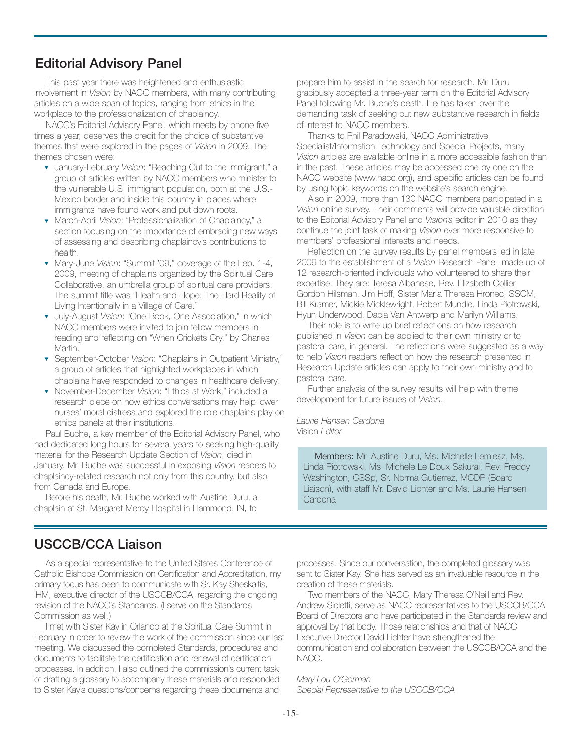## Editorial Advisory Panel

This past year there was heightened and enthusiastic involvement in *Vision* by NACC members, with many contributing articles on a wide span of topics, ranging from ethics in the workplace to the professionalization of chaplaincy.

NACC's Editorial Advisory Panel, which meets by phone five times a year, deserves the credit for the choice of substantive themes that were explored in the pages of *Vision* in 2009. The themes chosen were:

- January-February *Vision*: "Reaching Out to the Immigrant," a group of articles written by NACC members who minister to the vulnerable U.S. immigrant population, both at the U.S.-Mexico border and inside this country in places where immigrants have found work and put down roots.
- March-April *Vision*: "Professionalization of Chaplaincy," a section focusing on the importance of embracing new ways of assessing and describing chaplaincy's contributions to health.
- Mary-June *Vision*: "Summit '09," coverage of the Feb. 1-4, 2009, meeting of chaplains organized by the Spiritual Care Collaborative, an umbrella group of spiritual care providers. The summit title was "Health and Hope: The Hard Reality of Living Intentionally in a Village of Care."
- July-August *Vision*: "One Book, One Association," in which NACC members were invited to join fellow members in reading and reflecting on "When Crickets Cry," by Charles Martin.
- September-October *Vision*: "Chaplains in Outpatient Ministry," a group of articles that highlighted workplaces in which chaplains have responded to changes in healthcare delivery.
- November-December *Vision*: "Ethics at Work," included a research piece on how ethics conversations may help lower nurses' moral distress and explored the role chaplains play on ethics panels at their institutions.

Paul Buche, a key member of the Editorial Advisory Panel, who had dedicated long hours for several years to seeking high-quality material for the Research Update Section of *Vision*, died in January. Mr. Buche was successful in exposing *Vision* readers to chaplaincy-related research not only from this country, but also from Canada and Europe.

Before his death, Mr. Buche worked with Austine Duru, a chaplain at St. Margaret Mercy Hospital in Hammond, IN, to prepare him to assist in the search for research. Mr. Duru graciously accepted a three-year term on the Editorial Advisory Panel following Mr. Buche's death. He has taken over the demanding task of seeking out new substantive research in fields of interest to NACC members.

Thanks to Phil Paradowski, NACC Administrative Specialist/Information Technology and Special Projects, many *Vision* articles are available online in a more accessible fashion than in the past. These articles may be accessed one by one on the NACC website (www.nacc.org), and specific articles can be found by using topic keywords on the website's search engine.

Also in 2009, more than 130 NACC members participated in a *Vision* online survey. Their comments will provide valuable direction to the Editorial Advisory Panel and *Vision's* editor in 2010 as they continue the joint task of making *Vision* ever more responsive to members' professional interests and needs.

Reflection on the survey results by panel members led in late 2009 to the establishment of a *Vision* Research Panel, made up of 12 research-oriented individuals who volunteered to share their expertise. They are: Teresa Albanese, Rev. Elizabeth Collier, Gordon Hilsman, Jim Hoff, Sister Maria Theresa Hronec, SSCM, Bill Kramer, Mickie Micklewright, Robert Mundle, Linda Piotrowski, Hyun Underwood, Dacia Van Antwerp and Marilyn Williams.

Their role is to write up brief reflections on how research published in *Vision* can be applied to their own ministry or to pastoral care, in general. The reflections were suggested as a way to help *Vision* readers reflect on how the research presented in Research Update articles can apply to their own ministry and to pastoral care.

Further analysis of the survey results will help with theme development for future issues of *Vision*.

*Laurie Hansen Cardona*
Vision *Editor*

**Members:** Mr. Austine Duru, Ms. Michelle Lemiesz, Ms. Linda Piotrowski, Ms. Michele Le Doux Sakurai, Rev. Freddy Washington, CSSp, Sr. Norma Gutierrez, MCDP (Board Liaison), with staff Mr. David Lichter and Ms. Laurie Hansen Cardona.

## USCCB/CCA Liaison

As a special representative to the United States Conference of Catholic Bishops Commission on Certification and Accreditation, my primary focus has been to communicate with Sr. Kay Sheskaitis, IHM, executive director of the USCCB/CCA, regarding the ongoing revision of the NACC's Standards. (I serve on the Standards Commission as well.)

I met with Sister Kay in Orlando at the Spiritual Care Summit in February in order to review the work of the commission since our last meeting. We discussed the completed Standards, procedures and documents to facilitate the certification and renewal of certification processes. In addition, I also outlined the commission's current task of drafting a glossary to accompany these materials and responded to Sister Kay's questions/concerns regarding these documents and processes. Since our conversation, the completed glossary was sent to Sister Kay. She has served as an invaluable resource in the creation of these materials.

Two members of the NACC, Mary Theresa O'Neill and Rev. Andrew Sioletti, serve as NACC representatives to the USCCB/CCA Board of Directors and have participated in the Standards review and approval by that body. Those relationships and that of NACC Executive Director David Lichter have strengthened the communication and collaboration between the USCCB/CCA and the NACC.

*Mary Lou O'Gorman*
*Special Representative to the USCCB/CCA*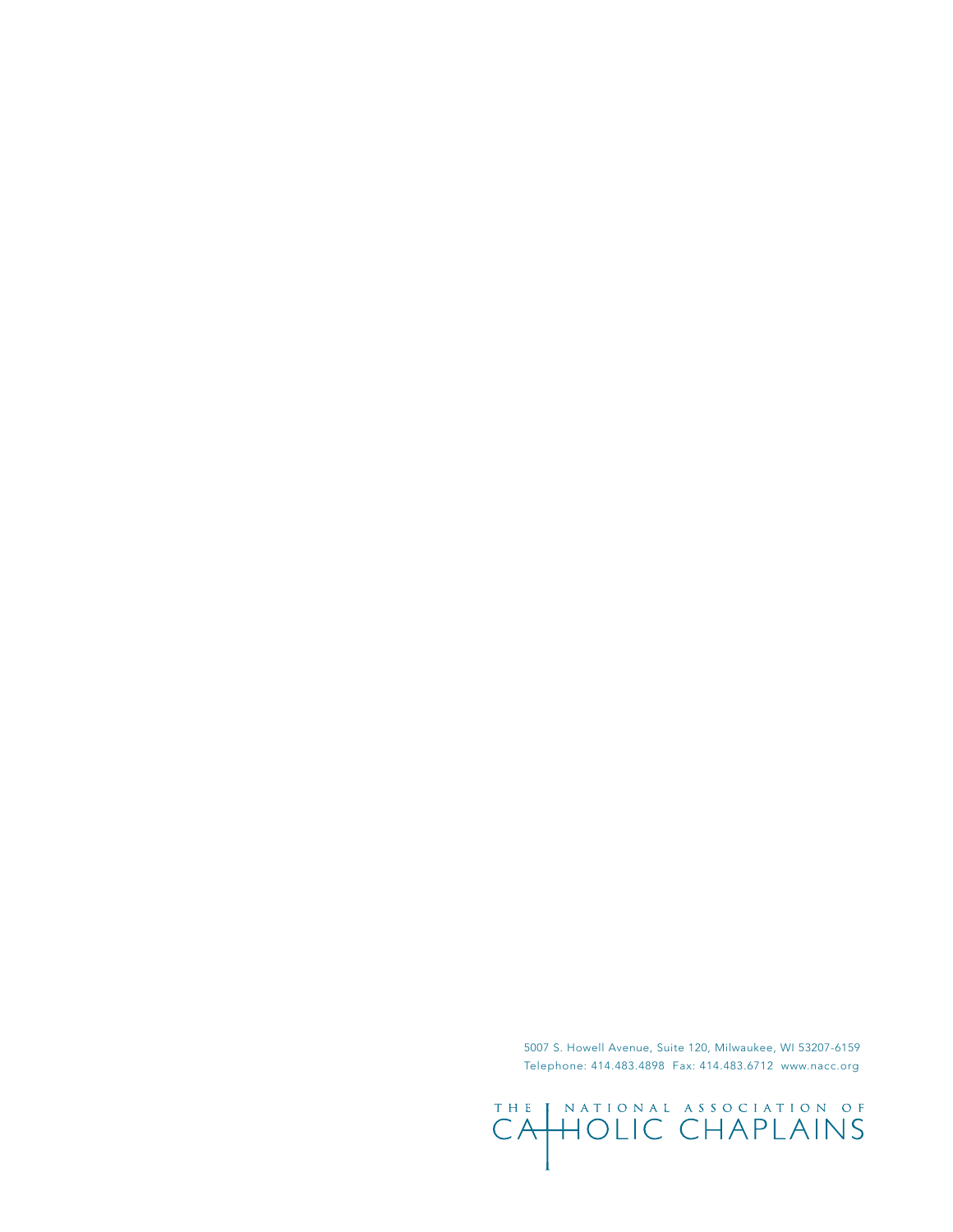5007 S. Howell Avenue, Suite 120, Milwaukee, WI 53207-6159
Telephone: 414.483.4898 Fax: 414.483.6712 www.nacc.org

THE NATIONAL ASSOCIATION OF CATHOLIC CHAPLAINS